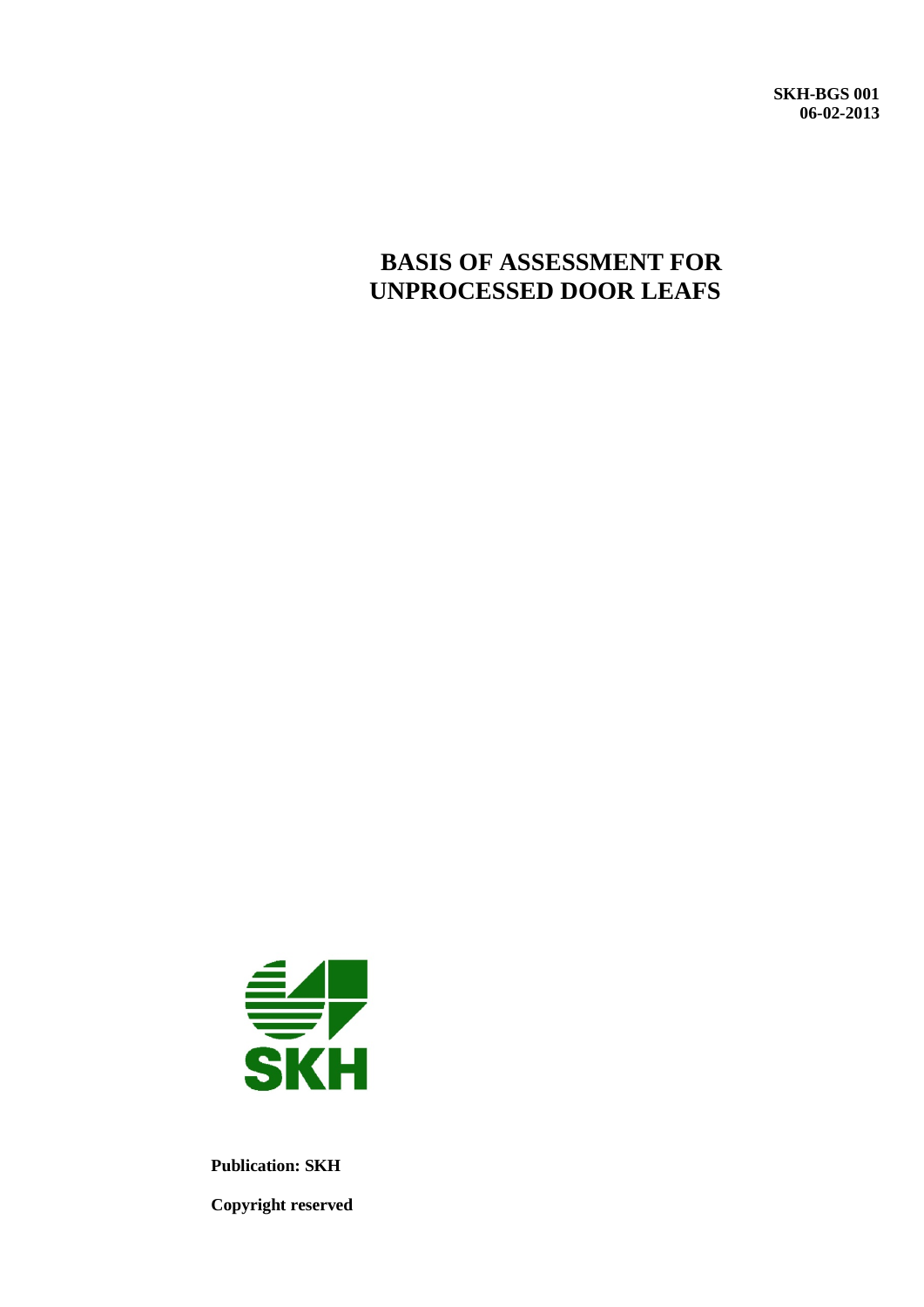**SKH-BGS 001**
**06-02-2013**

# BASIS OF ASSESSMENT FOR UNPROCESSED DOOR LEAFS

SKH

**Publication: SKH**

**Copyright reserved**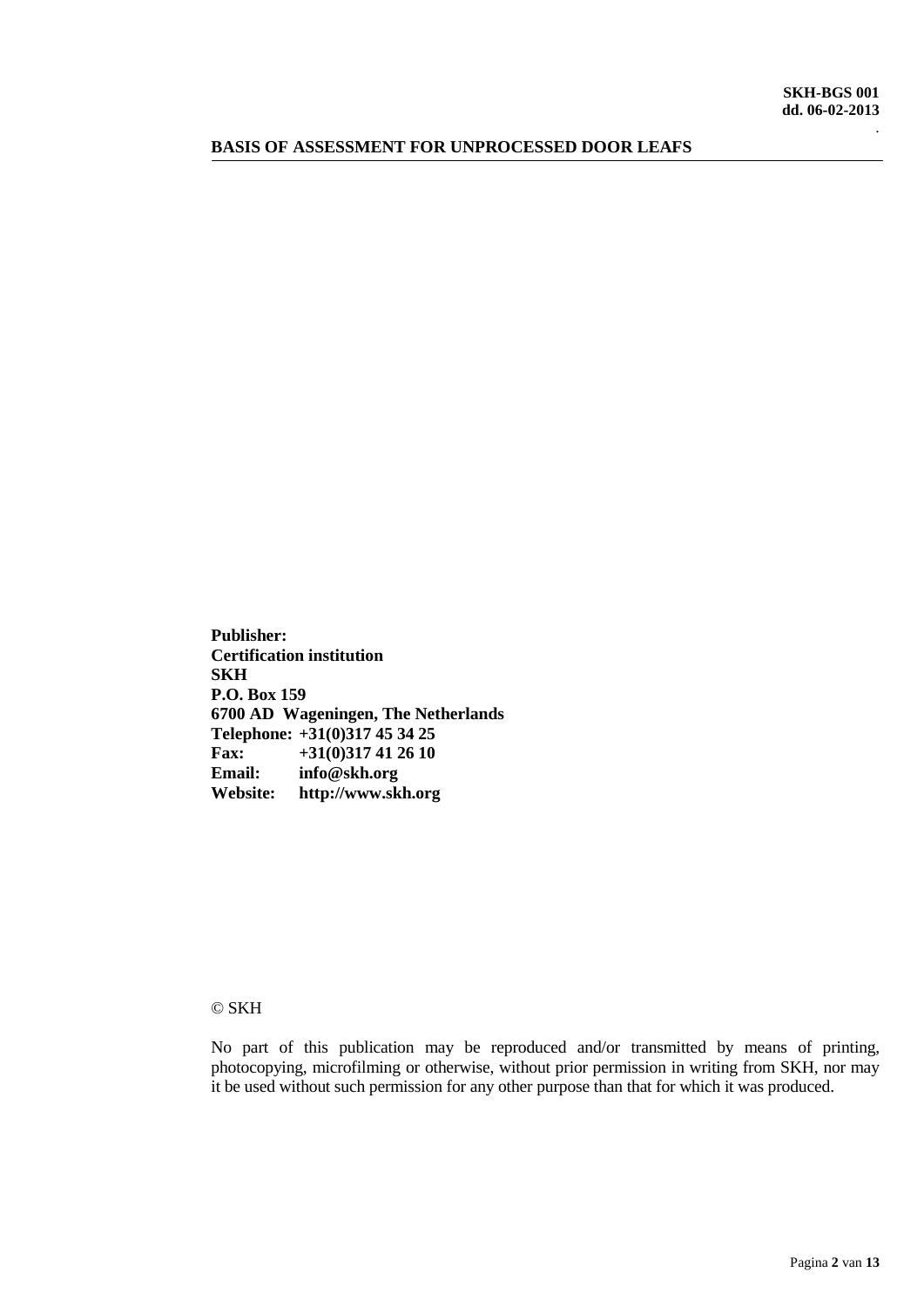**Publisher:**
**Certification institution**
**SKH**
**P.O. Box 159**
**6700 AD Wageningen, The Netherlands**
**Telephone: +31(0)317 45 34 25**
**Fax: +31(0)317 41 26 10**
**Email: info@skh.org**
**Website: http://www.skh.org**

© SKH

No part of this publication may be reproduced and/or transmitted by means of printing, photocopying, microfilming or otherwise, without prior permission in writing from SKH, nor may it be used without such permission for any other purpose than that for which it was produced.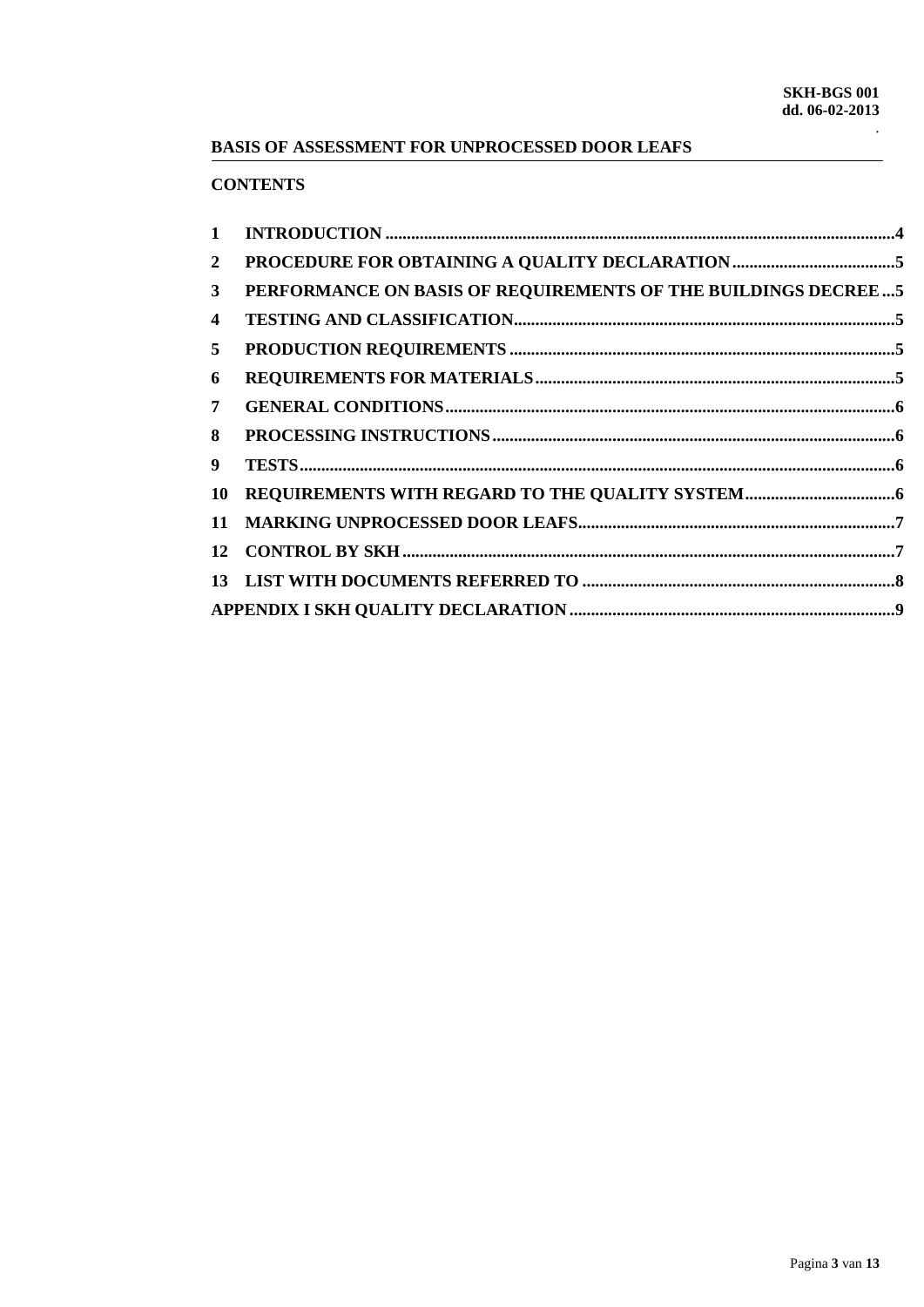# BASIS OF ASSESSMENT FOR UNPROCESSED DOOR LEAFS

## CONTENTS

| | | |
|---|---|---|
| 1 | INTRODUCTION | 4 |
| 2 | PROCEDURE FOR OBTAINING A QUALITY DECLARATION | 5 |
| 3 | PERFORMANCE ON BASIS OF REQUIREMENTS OF THE BUILDINGS DECREE | 5 |
| 4 | TESTING AND CLASSIFICATION | 5 |
| 5 | PRODUCTION REQUIREMENTS | 5 |
| 6 | REQUIREMENTS FOR MATERIALS | 5 |
| 7 | GENERAL CONDITIONS | 6 |
| 8 | PROCESSING INSTRUCTIONS | 6 |
| 9 | TESTS | 6 |
| 10 | REQUIREMENTS WITH REGARD TO THE QUALITY SYSTEM | 6 |
| 11 | MARKING UNPROCESSED DOOR LEAFS | 7 |
| 12 | CONTROL BY SKH | 7 |
| 13 | LIST WITH DOCUMENTS REFERRED TO | 8 |
| | APPENDIX I SKH QUALITY DECLARATION | 9 |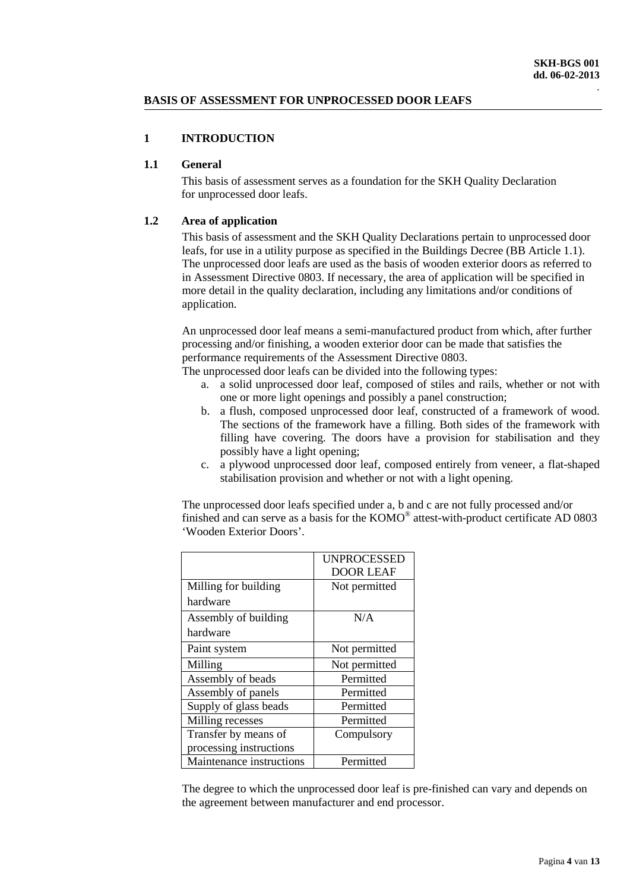## BASIS OF ASSESSMENT FOR UNPROCESSED DOOR LEAFS

# 1 INTRODUCTION

## 1.1 General

This basis of assessment serves as a foundation for the SKH Quality Declaration for unprocessed door leafs.

## 1.2 Area of application

This basis of assessment and the SKH Quality Declarations pertain to unprocessed door leafs, for use in a utility purpose as specified in the Buildings Decree (BB Article 1.1). The unprocessed door leafs are used as the basis of wooden exterior doors as referred to in Assessment Directive 0803. If necessary, the area of application will be specified in more detail in the quality declaration, including any limitations and/or conditions of application.

An unprocessed door leaf means a semi-manufactured product from which, after further processing and/or finishing, a wooden exterior door can be made that satisfies the performance requirements of the Assessment Directive 0803.
The unprocessed door leafs can be divided into the following types:

a. a solid unprocessed door leaf, composed of stiles and rails, whether or not with one or more light openings and possibly a panel construction;
b. a flush, composed unprocessed door leaf, constructed of a framework of wood. The sections of the framework have a filling. Both sides of the framework with filling have covering. The doors have a provision for stabilisation and they possibly have a light opening;
c. a plywood unprocessed door leaf, composed entirely from veneer, a flat-shaped stabilisation provision and whether or not with a light opening.

The unprocessed door leafs specified under a, b and c are not fully processed and/or finished and can serve as a basis for the KOMO® attest-with-product certificate AD 0803 ‘Wooden Exterior Doors’.

| | UNPROCESSED DOOR LEAF |
|---|---|
| Milling for building hardware | Not permitted |
| Assembly of building hardware | N/A |
| Paint system | Not permitted |
| Milling | Not permitted |
| Assembly of beads | Permitted |
| Assembly of panels | Permitted |
| Supply of glass beads | Permitted |
| Milling recesses | Permitted |
| Transfer by means of processing instructions | Compulsory |
| Maintenance instructions | Permitted |

The degree to which the unprocessed door leaf is pre-finished can vary and depends on the agreement between manufacturer and end processor.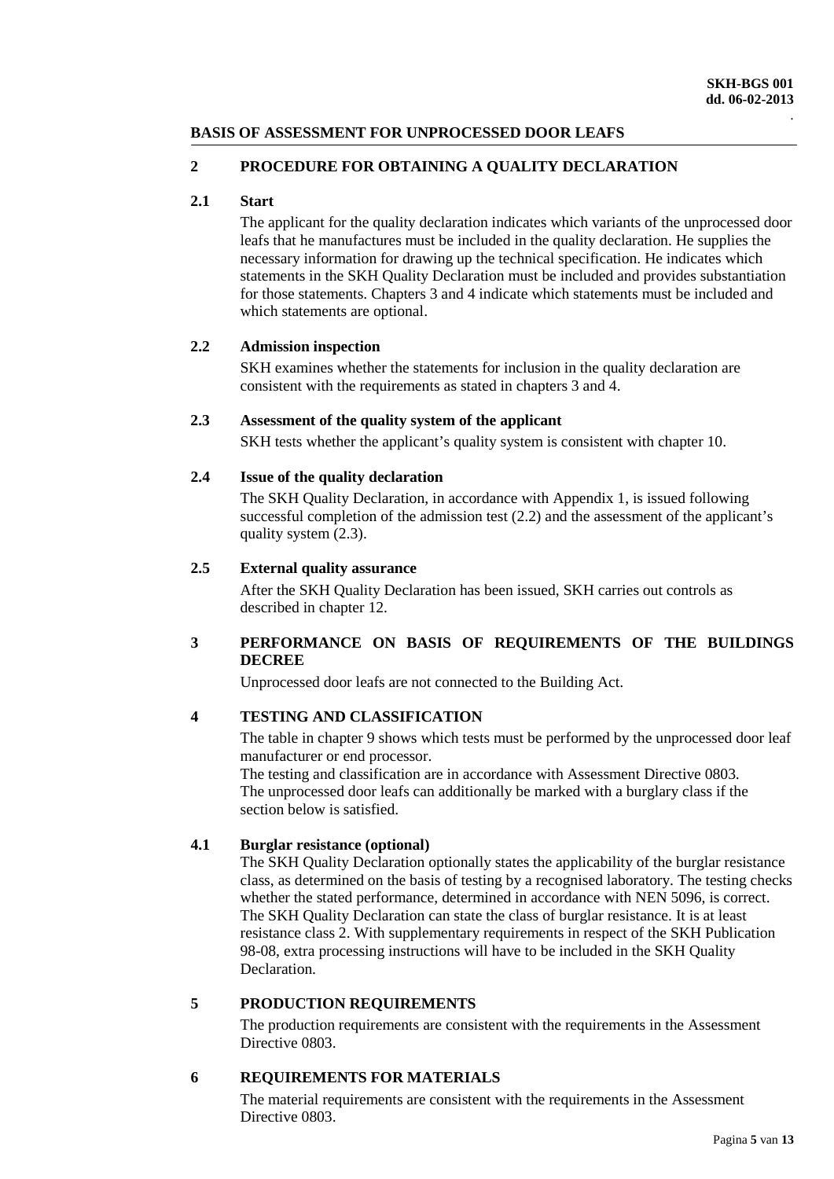## BASIS OF ASSESSMENT FOR UNPROCESSED DOOR LEAFS

## 2 PROCEDURE FOR OBTAINING A QUALITY DECLARATION

### 2.1 Start

The applicant for the quality declaration indicates which variants of the unprocessed door leafs that he manufactures must be included in the quality declaration. He supplies the necessary information for drawing up the technical specification. He indicates which statements in the SKH Quality Declaration must be included and provides substantiation for those statements. Chapters 3 and 4 indicate which statements must be included and which statements are optional.

### 2.2 Admission inspection

SKH examines whether the statements for inclusion in the quality declaration are consistent with the requirements as stated in chapters 3 and 4.

### 2.3 Assessment of the quality system of the applicant

SKH tests whether the applicant's quality system is consistent with chapter 10.

### 2.4 Issue of the quality declaration

The SKH Quality Declaration, in accordance with Appendix 1, is issued following successful completion of the admission test (2.2) and the assessment of the applicant's quality system (2.3).

### 2.5 External quality assurance

After the SKH Quality Declaration has been issued, SKH carries out controls as described in chapter 12.

## 3 PERFORMANCE ON BASIS OF REQUIREMENTS OF THE BUILDINGS DECREE

Unprocessed door leafs are not connected to the Building Act.

## 4 TESTING AND CLASSIFICATION

The table in chapter 9 shows which tests must be performed by the unprocessed door leaf manufacturer or end processor.
The testing and classification are in accordance with Assessment Directive 0803.
The unprocessed door leafs can additionally be marked with a burglary class if the section below is satisfied.

### 4.1 Burglar resistance (optional)

The SKH Quality Declaration optionally states the applicability of the burglar resistance class, as determined on the basis of testing by a recognised laboratory. The testing checks whether the stated performance, determined in accordance with NEN 5096, is correct. The SKH Quality Declaration can state the class of burglar resistance. It is at least resistance class 2. With supplementary requirements in respect of the SKH Publication 98-08, extra processing instructions will have to be included in the SKH Quality Declaration.

## 5 PRODUCTION REQUIREMENTS

The production requirements are consistent with the requirements in the Assessment Directive 0803.

## 6 REQUIREMENTS FOR MATERIALS

The material requirements are consistent with the requirements in the Assessment Directive 0803.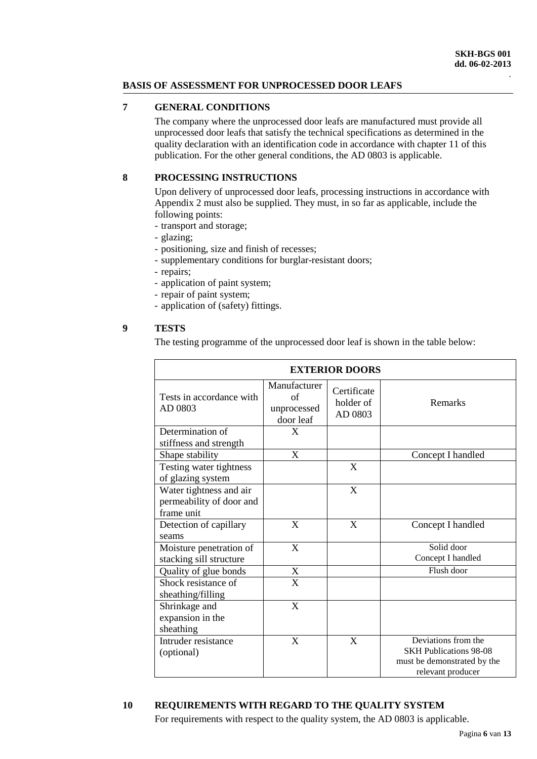**BASIS OF ASSESSMENT FOR UNPROCESSED DOOR LEAFS**

## 7 GENERAL CONDITIONS

The company where the unprocessed door leafs are manufactured must provide all unprocessed door leafs that satisfy the technical specifications as determined in the quality declaration with an identification code in accordance with chapter 11 of this publication. For the other general conditions, the AD 0803 is applicable.

## 8 PROCESSING INSTRUCTIONS

Upon delivery of unprocessed door leafs, processing instructions in accordance with Appendix 2 must also be supplied. They must, in so far as applicable, include the following points:

- transport and storage;
- glazing;
- positioning, size and finish of recesses;
- supplementary conditions for burglar-resistant doors;
- repairs;
- application of paint system;
- repair of paint system;
- application of (safety) fittings.

## 9 TESTS

The testing programme of the unprocessed door leaf is shown in the table below:

| EXTERIOR DOORS | | | |
|---|---|---|---|
| Tests in accordance with AD 0803 | Manufacturer of unprocessed door leaf | Certificate holder of AD 0803 | Remarks |
| Determination of stiffness and strength | X | | |
| Shape stability | X | | Concept I handled |
| Testing water tightness of glazing system | | X | |
| Water tightness and air permeability of door and frame unit | | X | |
| Detection of capillary seams | X | X | Concept I handled |
| Moisture penetration of stacking sill structure | X | | Solid door Concept I handled |
| Quality of glue bonds | X | | Flush door |
| Shock resistance of sheathing/filling | X | | |
| Shrinkage and expansion in the sheathing | X | | |
| Intruder resistance (optional) | X | X | Deviations from the SKH Publications 98-08 must be demonstrated by the relevant producer |

## 10 REQUIREMENTS WITH REGARD TO THE QUALITY SYSTEM

For requirements with respect to the quality system, the AD 0803 is applicable.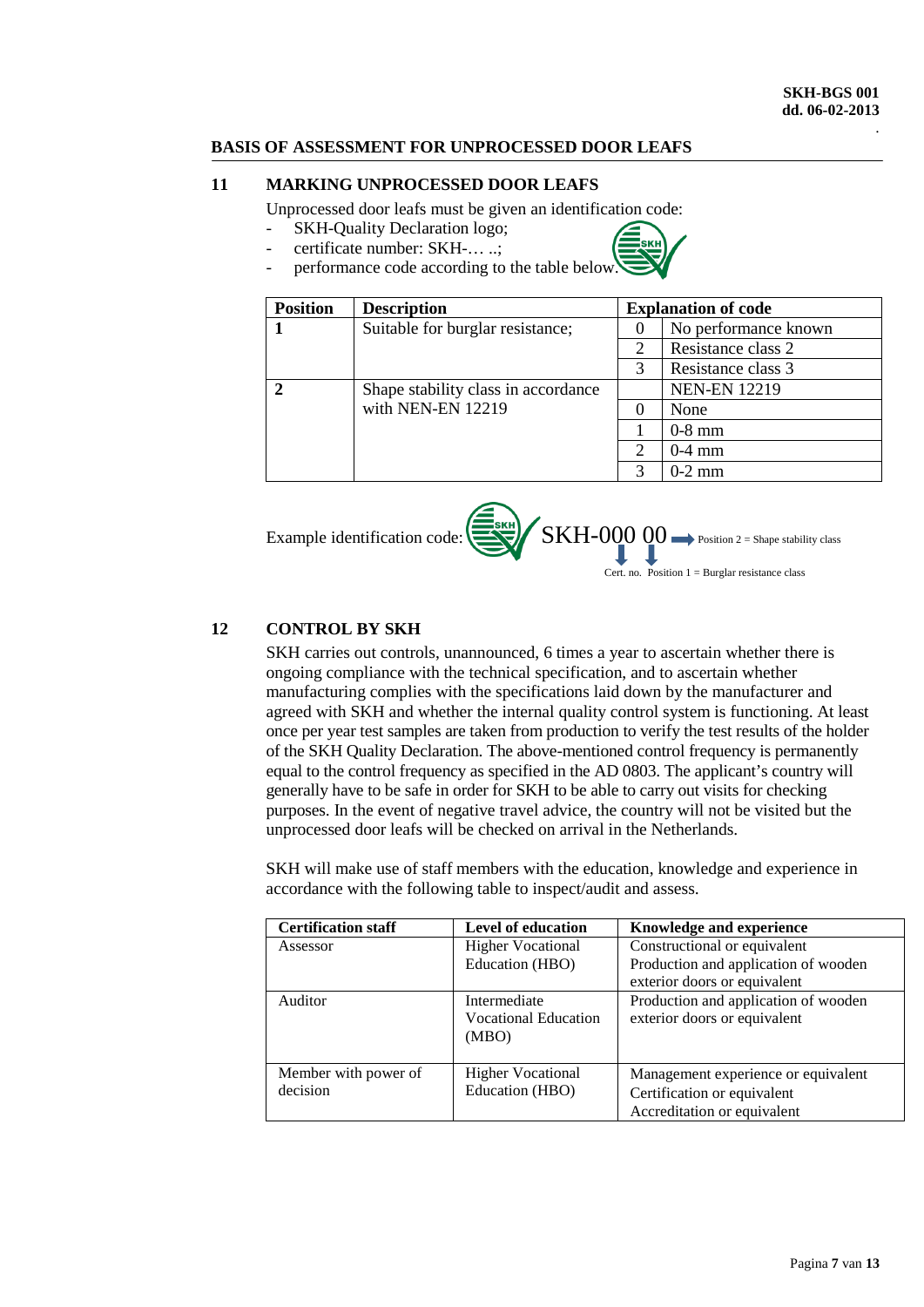## BASIS OF ASSESSMENT FOR UNPROCESSED DOOR LEAFS

## 11 MARKING UNPROCESSED DOOR LEAFS

Unprocessed door leafs must be given an identification code:

- SKH-Quality Declaration logo;
- certificate number: SKH-… ..;
- performance code according to the table below.

| Position | Description | Explanation of code | |
|---|---|---|---|
| **1** | Suitable for burglar resistance; | 0 | No performance known |
| | | 2 | Resistance class 2 |
| | | 3 | Resistance class 3 |
| **2** | Shape stability class in accordance with NEN-EN 12219 | | NEN-EN 12219 |
| | | 0 | None |
| | | 1 | 0-8 mm |
| | | 2 | 0-4 mm |
| | | 3 | 0-2 mm |

Example identification code: SKH-000 00 → Position 2 = Shape stability class

Cert. no. Position 1 = Burglar resistance class

## 12 CONTROL BY SKH

SKH carries out controls, unannounced, 6 times a year to ascertain whether there is ongoing compliance with the technical specification, and to ascertain whether manufacturing complies with the specifications laid down by the manufacturer and agreed with SKH and whether the internal quality control system is functioning. At least once per year test samples are taken from production to verify the test results of the holder of the SKH Quality Declaration. The above-mentioned control frequency is permanently equal to the control frequency as specified in the AD 0803. The applicant's country will generally have to be safe in order for SKH to be able to carry out visits for checking purposes. In the event of negative travel advice, the country will not be visited but the unprocessed door leafs will be checked on arrival in the Netherlands.

SKH will make use of staff members with the education, knowledge and experience in accordance with the following table to inspect/audit and assess.

| Certification staff | Level of education | Knowledge and experience |
|---|---|---|
| Assessor | Higher Vocational Education (HBO) | Constructional or equivalent<br>Production and application of wooden exterior doors or equivalent |
| Auditor | Intermediate Vocational Education (MBO) | Production and application of wooden exterior doors or equivalent |
| Member with power of decision | Higher Vocational Education (HBO) | Management experience or equivalent<br>Certification or equivalent<br>Accreditation or equivalent |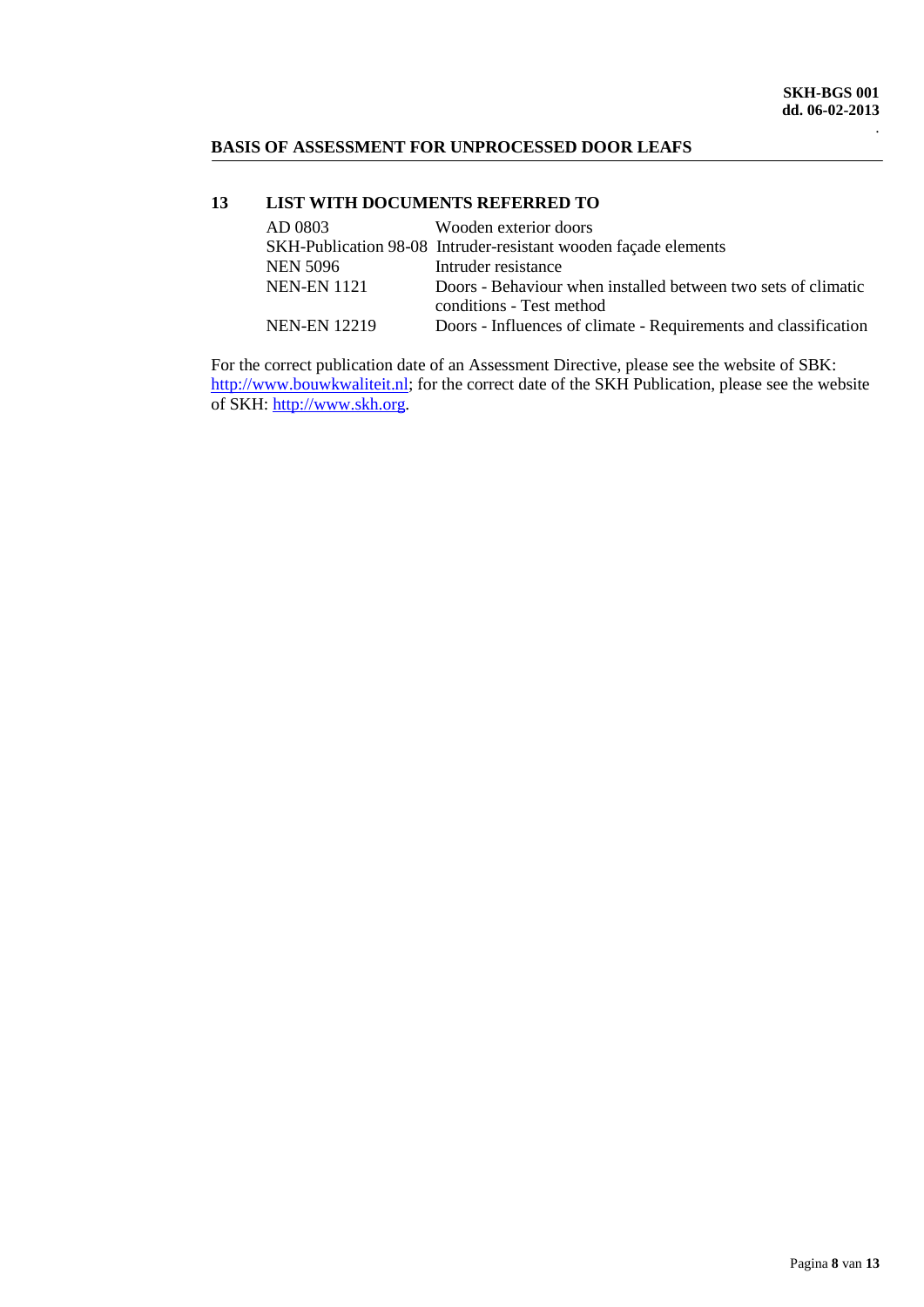## 13 LIST WITH DOCUMENTS REFERRED TO

| | |
|---|---|
| AD 0803 | Wooden exterior doors |
| SKH-Publication 98-08 | Intruder-resistant wooden façade elements |
| NEN 5096 | Intruder resistance |
| NEN-EN 1121 | Doors - Behaviour when installed between two sets of climatic conditions - Test method |
| NEN-EN 12219 | Doors - Influences of climate - Requirements and classification |

For the correct publication date of an Assessment Directive, please see the website of SBK: http://www.bouwkwaliteit.nl; for the correct date of the SKH Publication, please see the website of SKH: http://www.skh.org.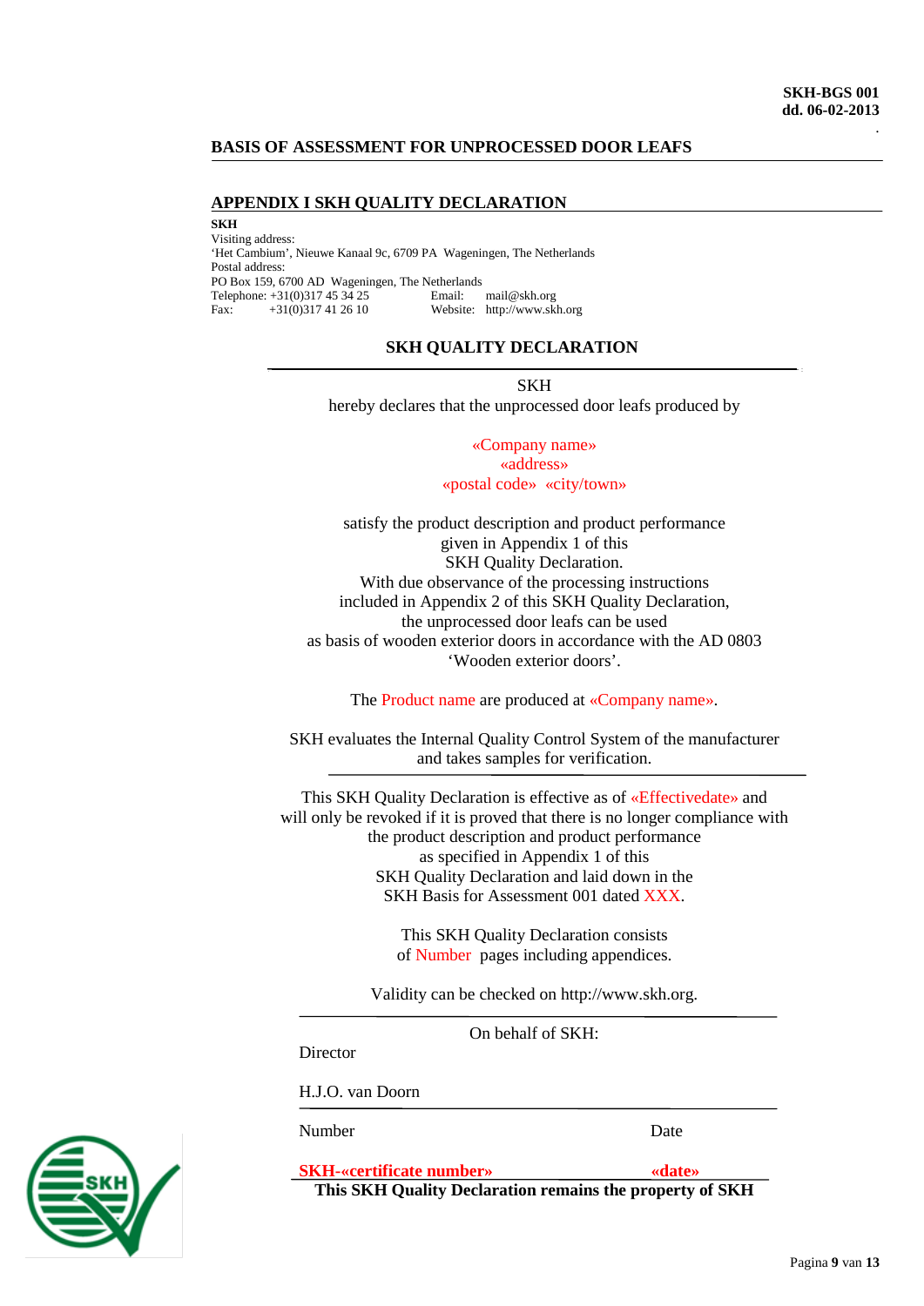## APPENDIX I SKH QUALITY DECLARATION

**SKH**
Visiting address:
'Het Cambium', Nieuwe Kanaal 9c, 6709 PA Wageningen, The Netherlands
Postal address:
PO Box 159, 6700 AD Wageningen, The Netherlands
Telephone: +31(0)317 45 34 25 Email: mail@skh.org
Fax: +31(0)317 41 26 10 Website: http://www.skh.org

### SKH QUALITY DECLARATION

SKH
hereby declares that the unprocessed door leafs produced by

«Company name»
«address»
«postal code» «city/town»

satisfy the product description and product performance given in Appendix 1 of this SKH Quality Declaration.
With due observance of the processing instructions included in Appendix 2 of this SKH Quality Declaration, the unprocessed door leafs can be used as basis of wooden exterior doors in accordance with the AD 0803 'Wooden exterior doors'.

The Product name are produced at «Company name».

SKH evaluates the Internal Quality Control System of the manufacturer and takes samples for verification.

---

This SKH Quality Declaration is effective as of «Effectivedate» and will only be revoked if it is proved that there is no longer compliance with the product description and product performance as specified in Appendix 1 of this SKH Quality Declaration and laid down in the SKH Basis for Assessment 001 dated XXX.

This SKH Quality Declaration consists of Number pages including appendices.

Validity can be checked on http://www.skh.org.

---

On behalf of SKH:

Director

H.J.O. van Doorn

---

Number Date

**SKH-«certificate number»** **«date»**

**This SKH Quality Declaration remains the property of SKH**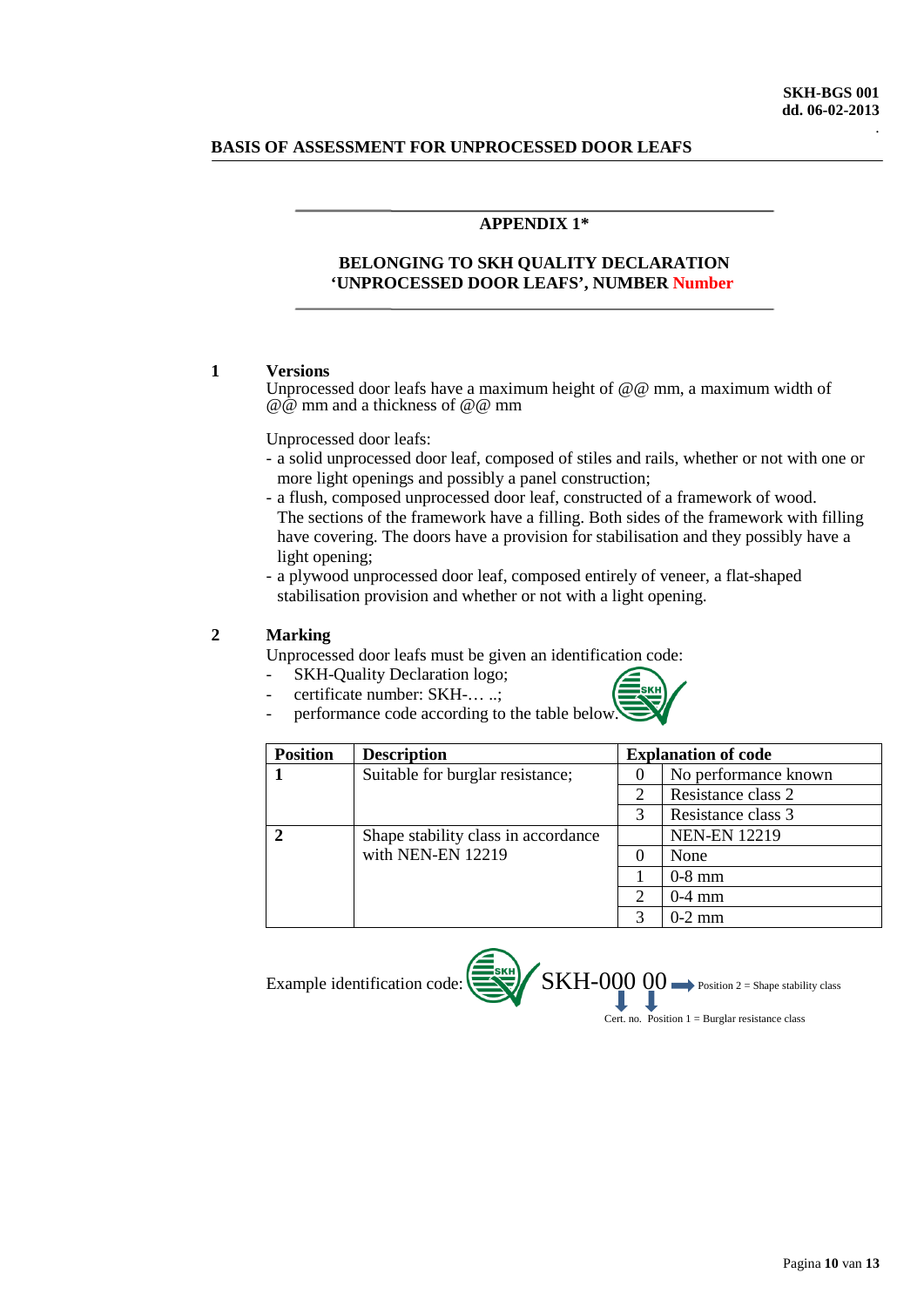## APPENDIX 1*

**BELONGING TO SKH QUALITY DECLARATION ‘UNPROCESSED DOOR LEAFS’, NUMBER Number**

### 1 Versions

Unprocessed door leafs have a maximum height of @@ mm, a maximum width of @@ mm and a thickness of @@ mm

Unprocessed door leafs:

- a solid unprocessed door leaf, composed of stiles and rails, whether or not with one or more light openings and possibly a panel construction;
- a flush, composed unprocessed door leaf, constructed of a framework of wood. The sections of the framework have a filling. Both sides of the framework with filling have covering. The doors have a provision for stabilisation and they possibly have a light opening;
- a plywood unprocessed door leaf, composed entirely of veneer, a flat-shaped stabilisation provision and whether or not with a light opening.

### 2 Marking

Unprocessed door leafs must be given an identification code:

- SKH-Quality Declaration logo;
- certificate number: SKH-… ..;
- performance code according to the table below.

| Position | Description | Explanation of code | |
|---|---|---|---|
| **1** | Suitable for burglar resistance; | 0 | No performance known |
| | | 2 | Resistance class 2 |
| | | 3 | Resistance class 3 |
| **2** | Shape stability class in accordance with NEN-EN 12219 | | NEN-EN 12219 |
| | | 0 | None |
| | | 1 | 0-8 mm |
| | | 2 | 0-4 mm |
| | | 3 | 0-2 mm |

Example identification code: SKH-000 00 → Position 2 = Shape stability class

Cert. no. Position 1 = Burglar resistance class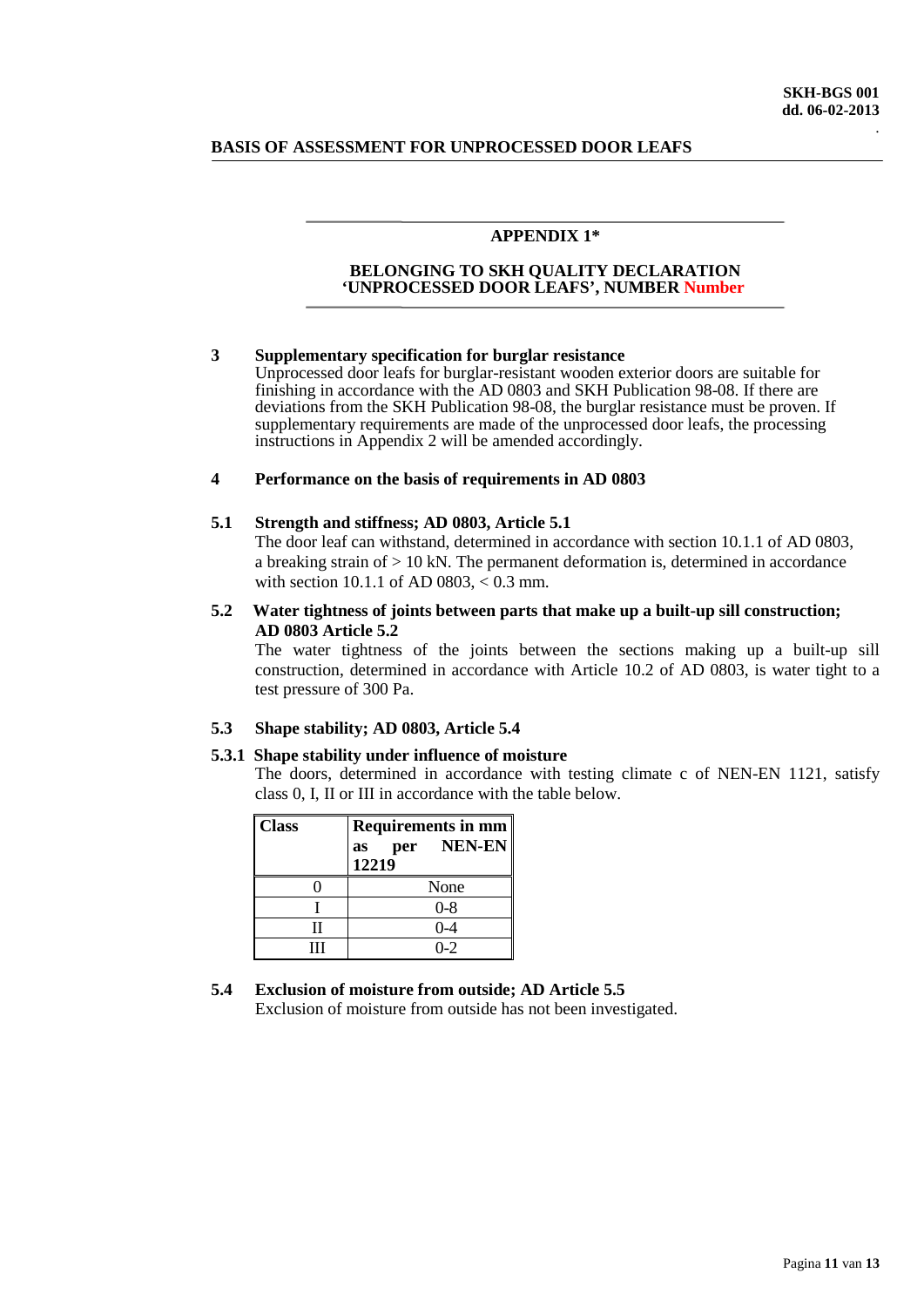## APPENDIX 1*

## BELONGING TO SKH QUALITY DECLARATION 'UNPROCESSED DOOR LEAFS', NUMBER Number

### 3 Supplementary specification for burglar resistance

Unprocessed door leafs for burglar-resistant wooden exterior doors are suitable for finishing in accordance with the AD 0803 and SKH Publication 98-08. If there are deviations from the SKH Publication 98-08, the burglar resistance must be proven. If supplementary requirements are made of the unprocessed door leafs, the processing instructions in Appendix 2 will be amended accordingly.

### 4 Performance on the basis of requirements in AD 0803

### 5.1 Strength and stiffness; AD 0803, Article 5.1

The door leaf can withstand, determined in accordance with section 10.1.1 of AD 0803, a breaking strain of > 10 kN. The permanent deformation is, determined in accordance with section 10.1.1 of AD 0803, < 0.3 mm.

### 5.2 Water tightness of joints between parts that make up a built-up sill construction; AD 0803 Article 5.2

The water tightness of the joints between the sections making up a built-up sill construction, determined in accordance with Article 10.2 of AD 0803, is water tight to a test pressure of 300 Pa.

### 5.3 Shape stability; AD 0803, Article 5.4

#### 5.3.1 Shape stability under influence of moisture

The doors, determined in accordance with testing climate c of NEN-EN 1121, satisfy class 0, I, II or III in accordance with the table below.

| Class | Requirements in mm as per NEN-EN 12219 |
|---|---|
| 0 | None |
| I | 0-8 |
| II | 0-4 |
| III | 0-2 |

### 5.4 Exclusion of moisture from outside; AD Article 5.5

Exclusion of moisture from outside has not been investigated.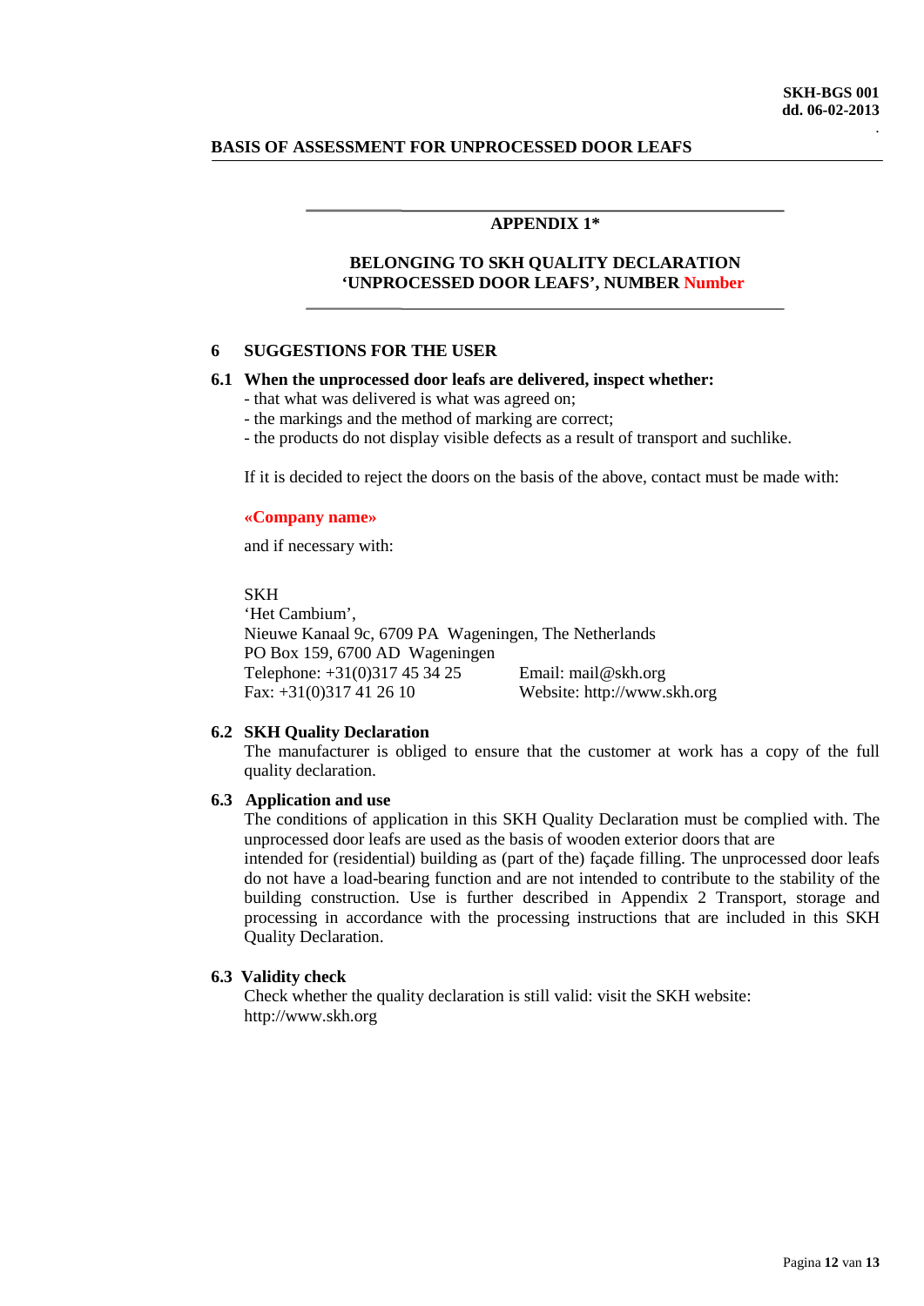**BASIS OF ASSESSMENT FOR UNPROCESSED DOOR LEAFS**

**APPENDIX 1***

**BELONGING TO SKH QUALITY DECLARATION**
**'UNPROCESSED DOOR LEAFS', NUMBER Number**

## 6 SUGGESTIONS FOR THE USER

### 6.1 When the unprocessed door leafs are delivered, inspect whether:

- that what was delivered is what was agreed on;
- the markings and the method of marking are correct;
- the products do not display visible defects as a result of transport and suchlike.

If it is decided to reject the doors on the basis of the above, contact must be made with:

**«Company name»**

and if necessary with:

SKH
'Het Cambium',
Nieuwe Kanaal 9c, 6709 PA Wageningen, The Netherlands
PO Box 159, 6700 AD Wageningen
Telephone: +31(0)317 45 34 25 Email: mail@skh.org
Fax: +31(0)317 41 26 10 Website: http://www.skh.org

### 6.2 SKH Quality Declaration

The manufacturer is obliged to ensure that the customer at work has a copy of the full quality declaration.

### 6.3 Application and use

The conditions of application in this SKH Quality Declaration must be complied with. The unprocessed door leafs are used as the basis of wooden exterior doors that are intended for (residential) building as (part of the) façade filling. The unprocessed door leafs do not have a load-bearing function and are not intended to contribute to the stability of the building construction. Use is further described in Appendix 2 Transport, storage and processing in accordance with the processing instructions that are included in this SKH Quality Declaration.

### 6.3 Validity check

Check whether the quality declaration is still valid: visit the SKH website: http://www.skh.org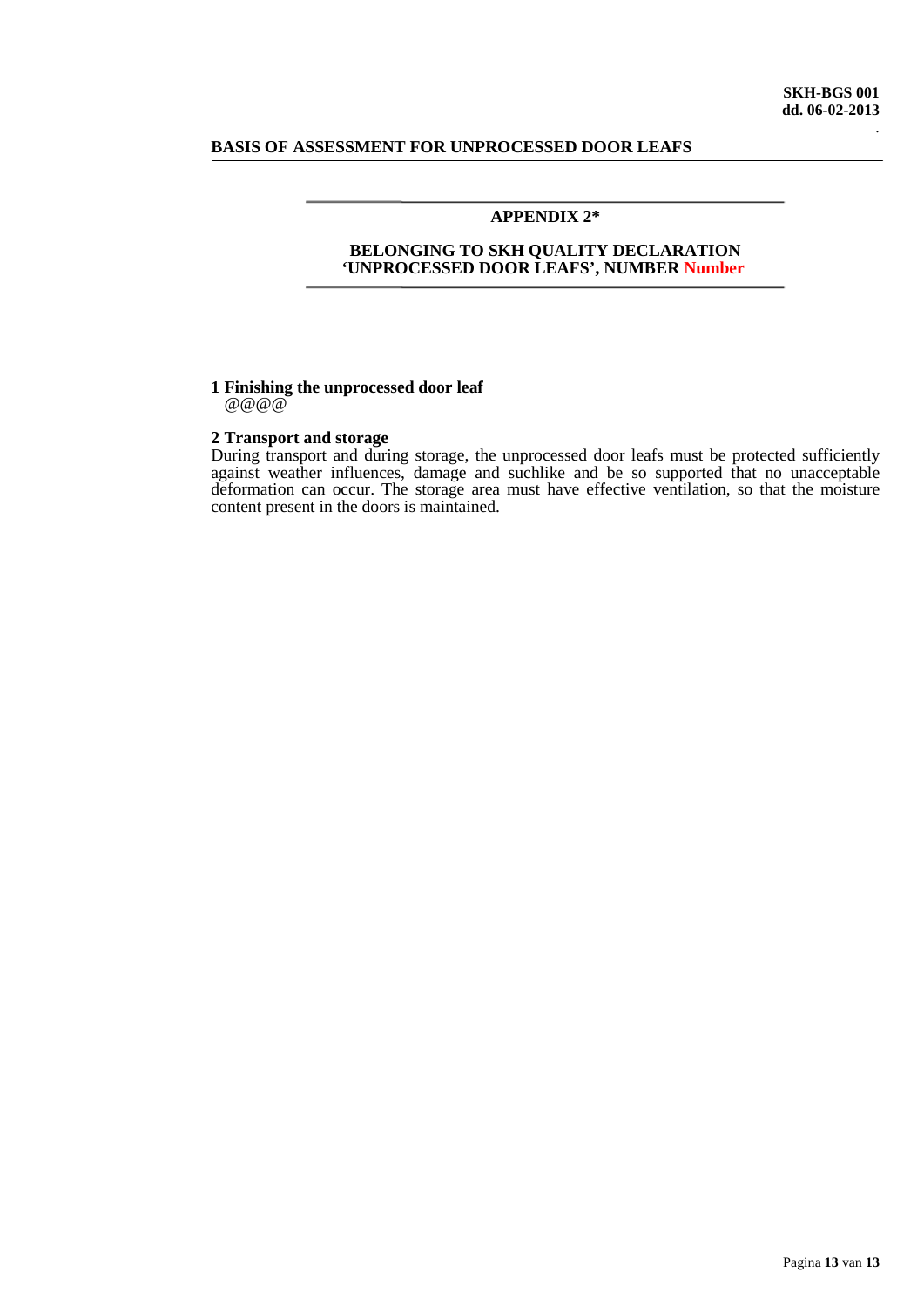## APPENDIX 2*

**BELONGING TO SKH QUALITY DECLARATION 'UNPROCESSED DOOR LEAFS', NUMBER Number**

### 1 Finishing the unprocessed door leaf

*@@@@*

### 2 Transport and storage

During transport and during storage, the unprocessed door leafs must be protected sufficiently against weather influences, damage and suchlike and be so supported that no unacceptable deformation can occur. The storage area must have effective ventilation, so that the moisture content present in the doors is maintained.